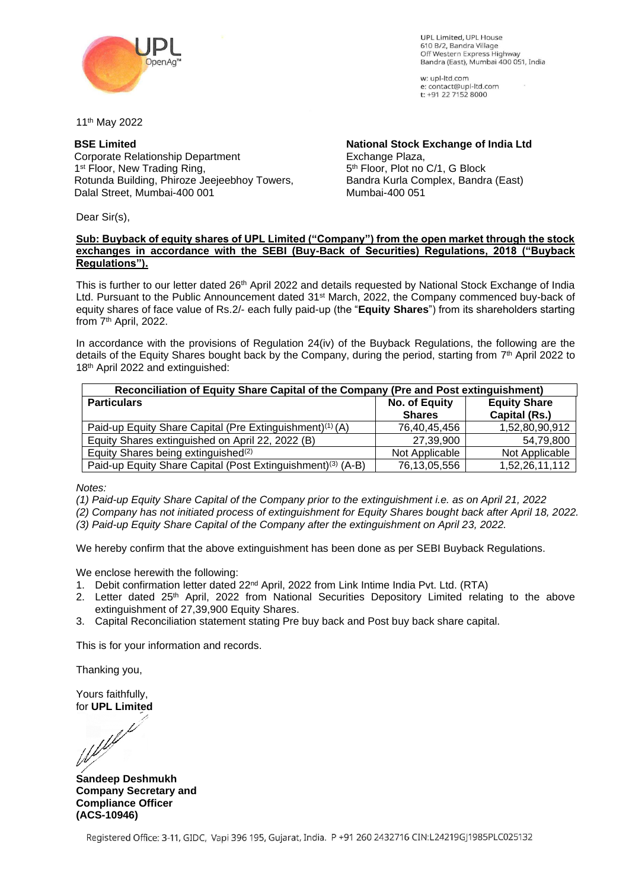UPL Limited, UPL House
610 B/2, Bandra Village
Off Western Express Highway
Bandra (East), Mumbai 400 051, India

w: upl-ltd.com
e: contact@upl-ltd.com
t: +91 22 7152 8000

11th May 2022

**BSE Limited**
Corporate Relationship Department
1st Floor, New Trading Ring,
Rotunda Building, Phiroze Jeejeebhoy Towers,
Dalal Street, Mumbai-400 001

**National Stock Exchange of India Ltd**
Exchange Plaza,
5th Floor, Plot no C/1, G Block
Bandra Kurla Complex, Bandra (East)
Mumbai-400 051

Dear Sir(s),

**Sub: Buyback of equity shares of UPL Limited ("Company") from the open market through the stock exchanges in accordance with the SEBI (Buy-Back of Securities) Regulations, 2018 ("Buyback Regulations").**

This is further to our letter dated 26th April 2022 and details requested by National Stock Exchange of India Ltd. Pursuant to the Public Announcement dated 31st March, 2022, the Company commenced buy-back of equity shares of face value of Rs.2/- each fully paid-up (the "**Equity Shares**") from its shareholders starting from 7th April, 2022.

In accordance with the provisions of Regulation 24(iv) of the Buyback Regulations, the following are the details of the Equity Shares bought back by the Company, during the period, starting from 7th April 2022 to 18th April 2022 and extinguished:

| **Reconciliation of Equity Share Capital of the Company (Pre and Post extinguishment)** | | |
|---|---|---|
| **Particulars** | **No. of Equity Shares** | **Equity Share Capital (Rs.)** |
| Paid-up Equity Share Capital (Pre Extinguishment)(1) (A) | 76,40,45,456 | 1,52,80,90,912 |
| Equity Shares extinguished on April 22, 2022 (B) | 27,39,900 | 54,79,800 |
| Equity Shares being extinguished(2) | Not Applicable | Not Applicable |
| Paid-up Equity Share Capital (Post Extinguishment)(3) (A-B) | 76,13,05,556 | 1,52,26,11,112 |

*Notes:*

*(1) Paid-up Equity Share Capital of the Company prior to the extinguishment i.e. as on April 21, 2022*

*(2) Company has not initiated process of extinguishment for Equity Shares bought back after April 18, 2022.*

*(3) Paid-up Equity Share Capital of the Company after the extinguishment on April 23, 2022.*

We hereby confirm that the above extinguishment has been done as per SEBI Buyback Regulations.

We enclose herewith the following:

1. Debit confirmation letter dated 22nd April, 2022 from Link Intime India Pvt. Ltd. (RTA)
2. Letter dated 25th April, 2022 from National Securities Depository Limited relating to the above extinguishment of 27,39,900 Equity Shares.
3. Capital Reconciliation statement stating Pre buy back and Post buy back share capital.

This is for your information and records.

Thanking you,

Yours faithfully,
for **UPL Limited**

**Sandeep Deshmukh**
**Company Secretary and Compliance Officer**
**(ACS-10946)**

Registered Office: 3-11, GIDC, Vapi 396 195, Gujarat, India. P +91 260 2432716 CIN:L24219GJ1985PLC025132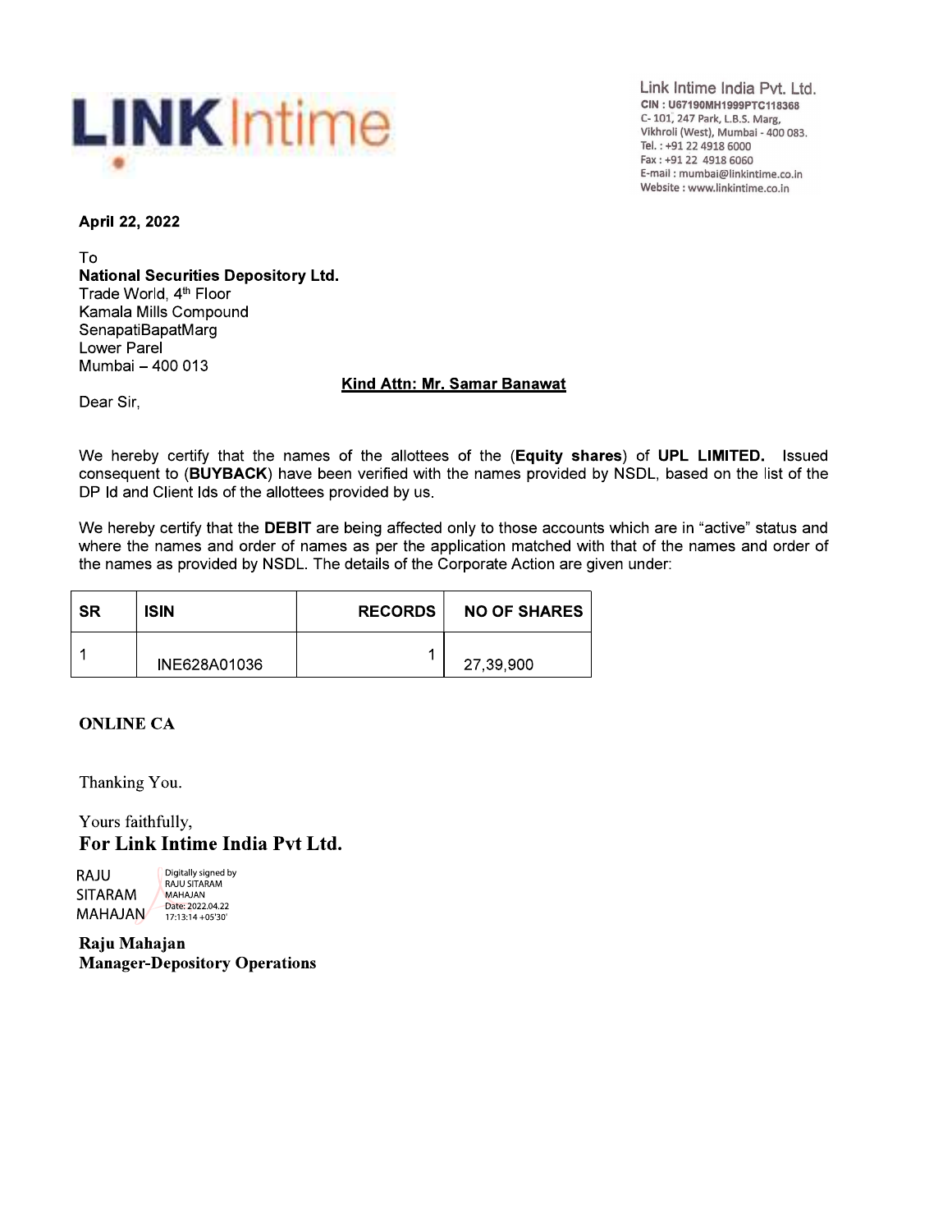LINK Intime

Link Intime India Pvt. Ltd.
CIN : U67190MH1999PTC118368
C- 101, 247 Park, L.B.S. Marg,
Vikhroli (West), Mumbai - 400 083.
Tel. : +91 22 4918 6000
Fax : +91 22 4918 6060
E-mail : mumbai@linkintime.co.in
Website : www.linkintime.co.in

**April 22, 2022**

To
**National Securities Depository Ltd.**
Trade World, 4th Floor
Kamala Mills Compound
SenapatiBapatMarg
Lower Parel
Mumbai – 400 013

**Kind Attn: Mr. Samar Banawat**

Dear Sir,

We hereby certify that the names of the allottees of the (**Equity shares**) of **UPL LIMITED.** Issued consequent to (**BUYBACK**) have been verified with the names provided by NSDL, based on the list of the DP Id and Client Ids of the allottees provided by us.

We hereby certify that the **DEBIT** are being affected only to those accounts which are in "active" status and where the names and order of names as per the application matched with that of the names and order of the names as provided by NSDL. The details of the Corporate Action are given under:

| SR | ISIN | RECORDS | NO OF SHARES |
|---|---|---|---|
| 1 | INE628A01036 | 1 | 27,39,900 |

**ONLINE CA**

Thanking You.

Yours faithfully,
**For Link Intime India Pvt Ltd.**

RAJU SITARAM MAHAJAN
Digitally signed by RAJU SITARAM MAHAJAN
Date: 2022.04.22 17:13:14 +05'30'

**Raju Mahajan**
**Manager-Depository Operations**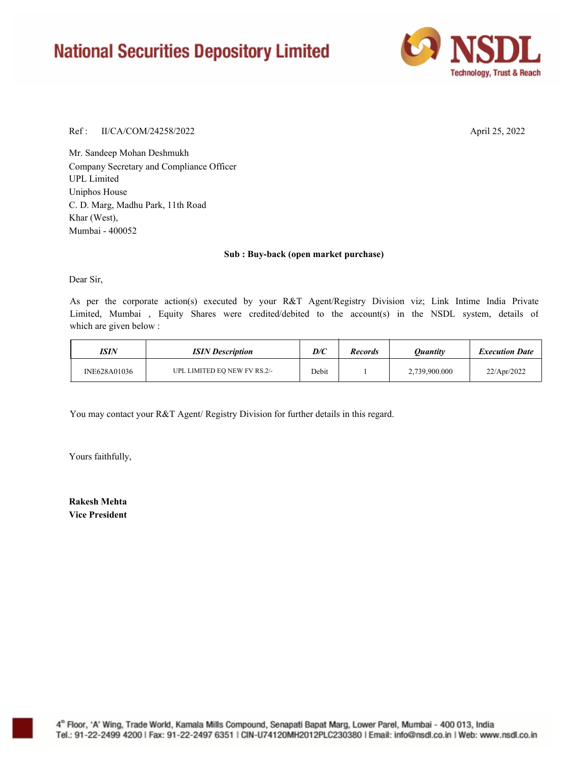# National Securities Depository Limited

**NSDL**
Technology, Trust & Reach

Ref : II/CA/COM/24258/2022

April 25, 2022

Mr. Sandeep Mohan Deshmukh
Company Secretary and Compliance Officer
UPL Limited
Uniphos House
C. D. Marg, Madhu Park, 11th Road
Khar (West),
Mumbai - 400052

**Sub : Buy-back (open market purchase)**

Dear Sir,

As per the corporate action(s) executed by your R&T Agent/Registry Division viz; Link Intime India Private Limited, Mumbai , Equity Shares were credited/debited to the account(s) in the NSDL system, details of which are given below :

| *ISIN* | *ISIN Description* | *D/C* | *Records* | *Quantity* | *Execution Date* |
|---|---|---|---|---|---|
| INE628A01036 | UPL LIMITED EQ NEW FV RS.2/- | Debit | 1 | 2,739,900.000 | 22/Apr/2022 |

You may contact your R&T Agent/ Registry Division for further details in this regard.

Yours faithfully,

**Rakesh Mehta**
**Vice President**

4th Floor, 'A' Wing, Trade World, Kamala Mills Compound, Senapati Bapat Marg, Lower Parel, Mumbai - 400 013, India
Tel.: 91-22-2499 4200 | Fax: 91-22-2497 6351 | CIN-U74120MH2012PLC230380 | Email: info@nsdl.co.in | Web: www.nsdl.co.in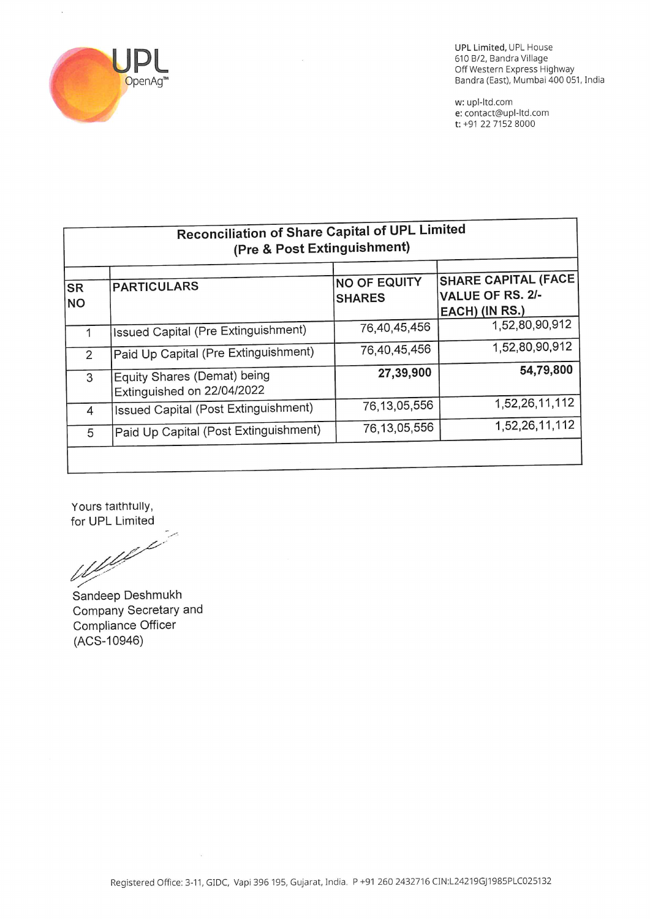UPL Limited, UPL House
610 B/2, Bandra Village
Off Western Express Highway
Bandra (East), Mumbai 400 051, India

w: upl-ltd.com
e: contact@upl-ltd.com
t: +91 22 7152 8000

| Reconciliation of Share Capital of UPL Limited (Pre & Post Extinguishment) | | | |
|---|---|---|---|
| **SR NO** | **PARTICULARS** | **NO OF EQUITY SHARES** | **SHARE CAPITAL (FACE VALUE OF RS. 2/- EACH) (IN RS.)** |
| 1 | Issued Capital (Pre Extinguishment) | 76,40,45,456 | 1,52,80,90,912 |
| 2 | Paid Up Capital (Pre Extinguishment) | 76,40,45,456 | 1,52,80,90,912 |
| 3 | Equity Shares (Demat) being Extinguished on 22/04/2022 | **27,39,900** | **54,79,800** |
| 4 | Issued Capital (Post Extinguishment) | 76,13,05,556 | 1,52,26,11,112 |
| 5 | Paid Up Capital (Post Extinguishment) | 76,13,05,556 | 1,52,26,11,112 |

Yours faithfully,
for UPL Limited

Sandeep Deshmukh
Company Secretary and
Compliance Officer
(ACS-10946)

Registered Office: 3-11, GIDC, Vapi 396 195, Gujarat, India. P +91 260 2432716 CIN:L24219GJ1985PLC025132